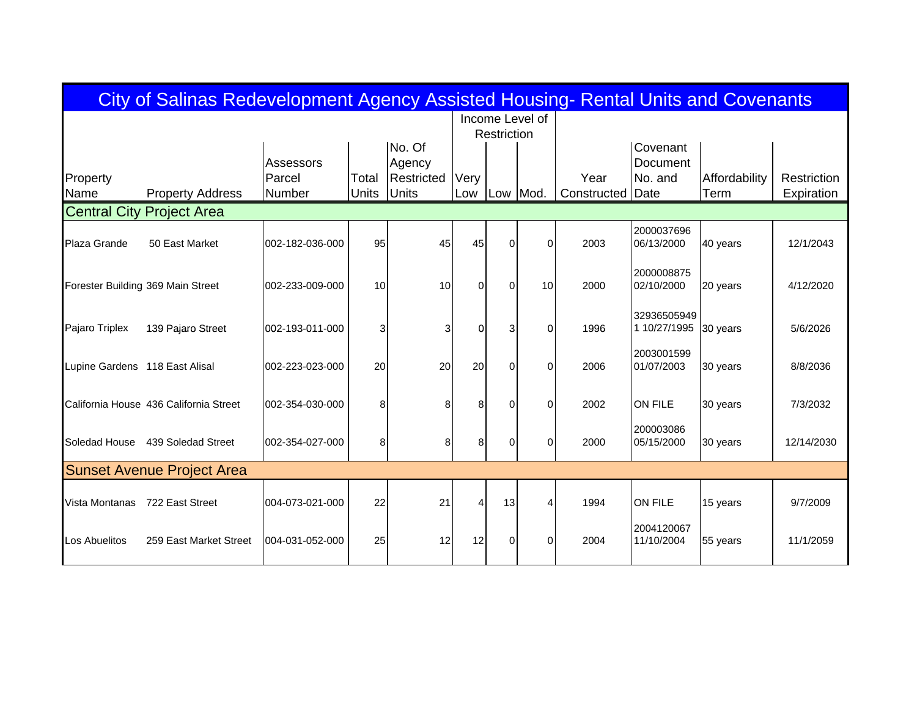# City of Salinas Redevelopment Agency Assisted Housing- Rental Units and Covenants

| Property Name | Property Address | Assessors Parcel Number | Total Units | No. Of Agency Restricted Units | Income Level of Restriction | | | Year Constructed | Covenant Document No. and Date | Affordability Term | Restriction Expiration |
|---|---|---|---|---|---|---|---|---|---|---|---|
| | | | | | Very Low | Low | Mod. | | | | |
| **Central City Project Area** | | | | | | | | | | | |
| Plaza Grande | 50 East Market | 002-182-036-000 | 95 | 45 | 45 | 0 | 0 | 2003 | 2000037696 06/13/2000 | 40 years | 12/1/2043 |
| Forester Building | 369 Main Street | 002-233-009-000 | 10 | 10 | 0 | 0 | 10 | 2000 | 2000008875 02/10/2000 | 20 years | 4/12/2020 |
| Pajaro Triplex | 139 Pajaro Street | 002-193-011-000 | 3 | 3 | 0 | 3 | 0 | 1996 | 32936505949 1 10/27/1995 | 30 years | 5/6/2026 |
| Lupine Gardens | 118 East Alisal | 002-223-023-000 | 20 | 20 | 20 | 0 | 0 | 2006 | 2003001599 01/07/2003 | 30 years | 8/8/2036 |
| California House | 436 California Street | 002-354-030-000 | 8 | 8 | 8 | 0 | 0 | 2002 | ON FILE | 30 years | 7/3/2032 |
| Soledad House | 439 Soledad Street | 002-354-027-000 | 8 | 8 | 8 | 0 | 0 | 2000 | 200003086 05/15/2000 | 30 years | 12/14/2030 |
| **Sunset Avenue Project Area** | | | | | | | | | | | |
| Vista Montanas | 722 East Street | 004-073-021-000 | 22 | 21 | 4 | 13 | 4 | 1994 | ON FILE | 15 years | 9/7/2009 |
| Los Abuelitos | 259 East Market Street | 004-031-052-000 | 25 | 12 | 12 | 0 | 0 | 2004 | 2004120067 11/10/2004 | 55 years | 11/1/2059 |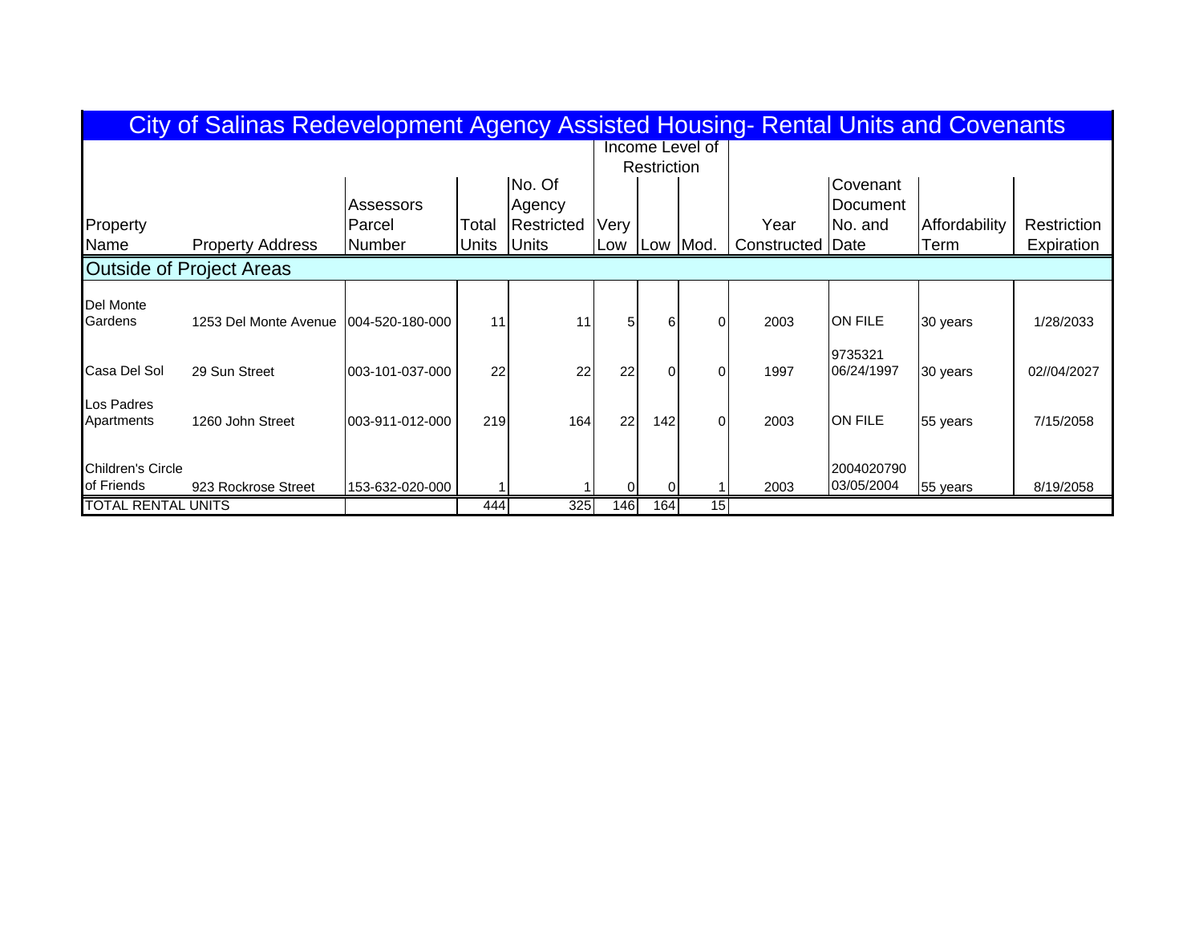# City of Salinas Redevelopment Agency Assisted Housing- Rental Units and Covenants

| Property Name | Property Address | Assessors Parcel Number | Total Units | No. Of Agency Restricted Units | Income Level of Restriction: Very Low | Low | Mod. | Year Constructed | Covenant Document No. and Date | Affordability Term | Restriction Expiration |
|---|---|---|---|---|---|---|---|---|---|---|---|
| **Outside of Project Areas** | | | | | | | | | | | |
| Del Monte Gardens | 1253 Del Monte Avenue | 004-520-180-000 | 11 | 11 | 5 | 6 | 0 | 2003 | ON FILE | 30 years | 1/28/2033 |
| Casa Del Sol | 29 Sun Street | 003-101-037-000 | 22 | 22 | 22 | 0 | 0 | 1997 | 9735321 06/24/1997 | 30 years | 02//04/2027 |
| Los Padres Apartments | 1260 John Street | 003-911-012-000 | 219 | 164 | 22 | 142 | 0 | 2003 | ON FILE | 55 years | 7/15/2058 |
| Children's Circle of Friends | 923 Rockrose Street | 153-632-020-000 | 1 | 1 | 0 | 0 | 1 | 2003 | 2004020790 03/05/2004 | 55 years | 8/19/2058 |
| TOTAL RENTAL UNITS | | | 444 | 325 | 146 | 164 | 15 | | | | |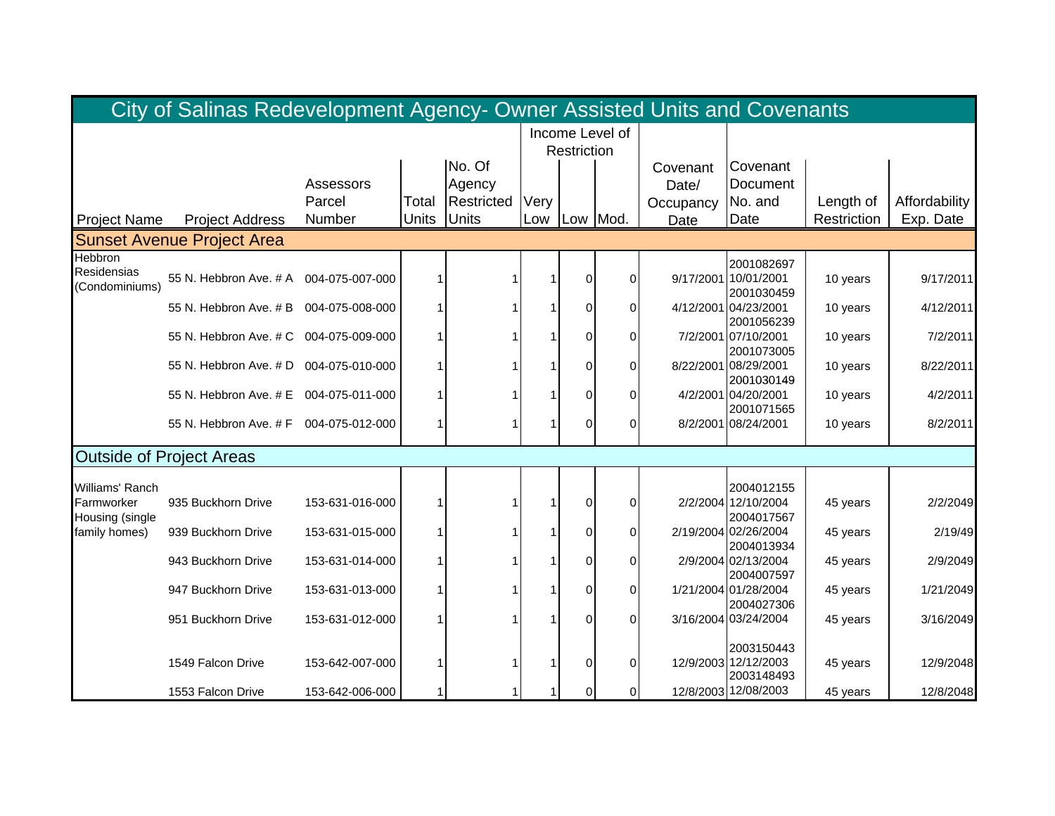# City of Salinas Redevelopment Agency- Owner Assisted Units and Covenants

| Project Name | Project Address | Assessors Parcel Number | Total Units | No. Of Agency Restricted Units | Income Level of Restriction | | | Covenant Date/ Occupancy Date | Covenant Document No. and Date | Length of Restriction | Affordability Exp. Date |
|---|---|---|---|---|---|---|---|---|---|---|---|
| | | | | | Very Low | Low | Mod. | | | | |
| **Sunset Avenue Project Area** | | | | | | | | | | | |
| Hebbron Residensias (Condominiums) | 55 N. Hebbron Ave. # A | 004-075-007-000 | 1 | 1 | 1 | 0 | 0 | 9/17/2001 | 2001082697 10/01/2001 | 10 years | 9/17/2011 |
| | 55 N. Hebbron Ave. # B | 004-075-008-000 | 1 | 1 | 1 | 0 | 0 | 4/12/2001 | 2001030459 04/23/2001 | 10 years | 4/12/2011 |
| | 55 N. Hebbron Ave. # C | 004-075-009-000 | 1 | 1 | 1 | 0 | 0 | 7/2/2001 | 2001056239 07/10/2001 | 10 years | 7/2/2011 |
| | 55 N. Hebbron Ave. # D | 004-075-010-000 | 1 | 1 | 1 | 0 | 0 | 8/22/2001 | 2001073005 08/29/2001 | 10 years | 8/22/2011 |
| | 55 N. Hebbron Ave. # E | 004-075-011-000 | 1 | 1 | 1 | 0 | 0 | 4/2/2001 | 2001030149 04/20/2001 | 10 years | 4/2/2011 |
| | 55 N. Hebbron Ave. # F | 004-075-012-000 | 1 | 1 | 1 | 0 | 0 | 8/2/2001 | 2001071565 08/24/2001 | 10 years | 8/2/2011 |
| **Outside of Project Areas** | | | | | | | | | | | |
| Williams' Ranch Farmworker Housing (single family homes) | 935 Buckhorn Drive | 153-631-016-000 | 1 | 1 | 1 | 0 | 0 | 2/2/2004 | 2004012155 12/10/2004 | 45 years | 2/2/2049 |
| | 939 Buckhorn Drive | 153-631-015-000 | 1 | 1 | 1 | 0 | 0 | 2/19/2004 | 2004017567 02/26/2004 | 45 years | 2/19/49 |
| | 943 Buckhorn Drive | 153-631-014-000 | 1 | 1 | 1 | 0 | 0 | 2/9/2004 | 2004013934 02/13/2004 | 45 years | 2/9/2049 |
| | 947 Buckhorn Drive | 153-631-013-000 | 1 | 1 | 1 | 0 | 0 | 1/21/2004 | 2004007597 01/28/2004 | 45 years | 1/21/2049 |
| | 951 Buckhorn Drive | 153-631-012-000 | 1 | 1 | 1 | 0 | 0 | 3/16/2004 | 2004027306 03/24/2004 | 45 years | 3/16/2049 |
| | 1549 Falcon Drive | 153-642-007-000 | 1 | 1 | 1 | 0 | 0 | 12/9/2003 | 2003150443 12/12/2003 | 45 years | 12/9/2048 |
| | 1553 Falcon Drive | 153-642-006-000 | 1 | 1 | 1 | 0 | 0 | 12/8/2003 | 2003148493 12/08/2003 | 45 years | 12/8/2048 |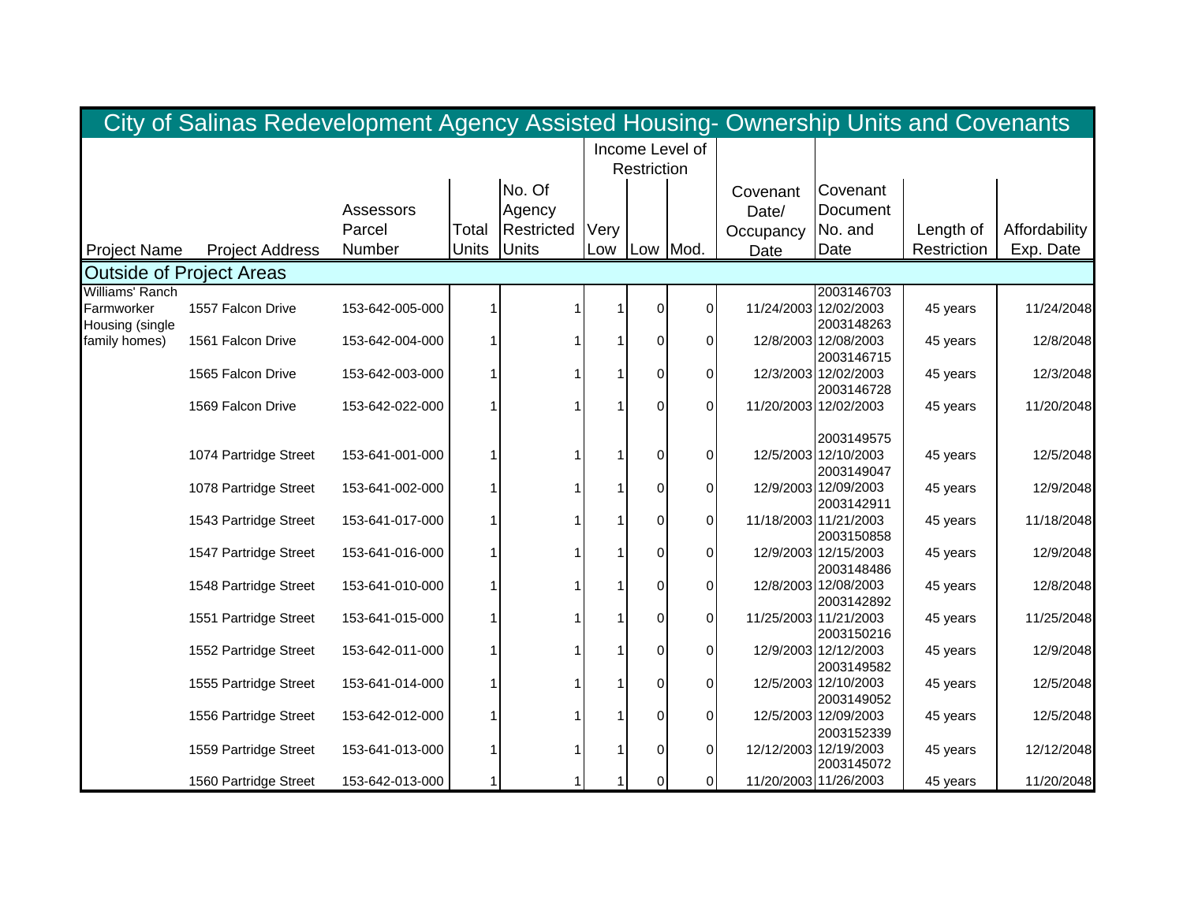# City of Salinas Redevelopment Agency Assisted Housing- Ownership Units and Covenants

| Project Name | Project Address | Assessors Parcel Number | Total Units | No. Of Agency Restricted Units | Income Level of Restriction: Very Low | Income Level of Restriction: Low | Income Level of Restriction: Mod. | Covenant Date/ Occupancy Date | Covenant Document No. and Date | Length of Restriction | Affordability Exp. Date |
|---|---|---|---|---|---|---|---|---|---|---|---|
| **Outside of Project Areas** | | | | | | | | | | | |
| Williams' Ranch Farmworker Housing (single family homes) | 1557 Falcon Drive | 153-642-005-000 | 1 | 1 | 1 | 0 | 0 | 11/24/2003 | 2003146703 12/02/2003 | 45 years | 11/24/2048 |
| | 1561 Falcon Drive | 153-642-004-000 | 1 | 1 | 1 | 0 | 0 | 12/8/2003 | 2003148263 12/08/2003 | 45 years | 12/8/2048 |
| | 1565 Falcon Drive | 153-642-003-000 | 1 | 1 | 1 | 0 | 0 | 12/3/2003 | 2003146715 12/02/2003 | 45 years | 12/3/2048 |
| | 1569 Falcon Drive | 153-642-022-000 | 1 | 1 | 1 | 0 | 0 | 11/20/2003 | 2003146728 12/02/2003 | 45 years | 11/20/2048 |
| | 1074 Partridge Street | 153-641-001-000 | 1 | 1 | 1 | 0 | 0 | 12/5/2003 | 2003149575 12/10/2003 | 45 years | 12/5/2048 |
| | 1078 Partridge Street | 153-641-002-000 | 1 | 1 | 1 | 0 | 0 | 12/9/2003 | 2003149047 12/09/2003 | 45 years | 12/9/2048 |
| | 1543 Partridge Street | 153-641-017-000 | 1 | 1 | 1 | 0 | 0 | 11/18/2003 | 2003142911 11/21/2003 | 45 years | 11/18/2048 |
| | 1547 Partridge Street | 153-641-016-000 | 1 | 1 | 1 | 0 | 0 | 12/9/2003 | 2003150858 12/15/2003 | 45 years | 12/9/2048 |
| | 1548 Partridge Street | 153-641-010-000 | 1 | 1 | 1 | 0 | 0 | 12/8/2003 | 2003148486 12/08/2003 | 45 years | 12/8/2048 |
| | 1551 Partridge Street | 153-641-015-000 | 1 | 1 | 1 | 0 | 0 | 11/25/2003 | 2003142892 11/21/2003 | 45 years | 11/25/2048 |
| | 1552 Partridge Street | 153-642-011-000 | 1 | 1 | 1 | 0 | 0 | 12/9/2003 | 2003150216 12/12/2003 | 45 years | 12/9/2048 |
| | 1555 Partridge Street | 153-641-014-000 | 1 | 1 | 1 | 0 | 0 | 12/5/2003 | 2003149582 12/10/2003 | 45 years | 12/5/2048 |
| | 1556 Partridge Street | 153-642-012-000 | 1 | 1 | 1 | 0 | 0 | 12/5/2003 | 2003149052 12/09/2003 | 45 years | 12/5/2048 |
| | 1559 Partridge Street | 153-641-013-000 | 1 | 1 | 1 | 0 | 0 | 12/12/2003 | 2003152339 12/19/2003 | 45 years | 12/12/2048 |
| | 1560 Partridge Street | 153-642-013-000 | 1 | 1 | 1 | 0 | 0 | 11/20/2003 | 2003145072 11/26/2003 | 45 years | 11/20/2048 |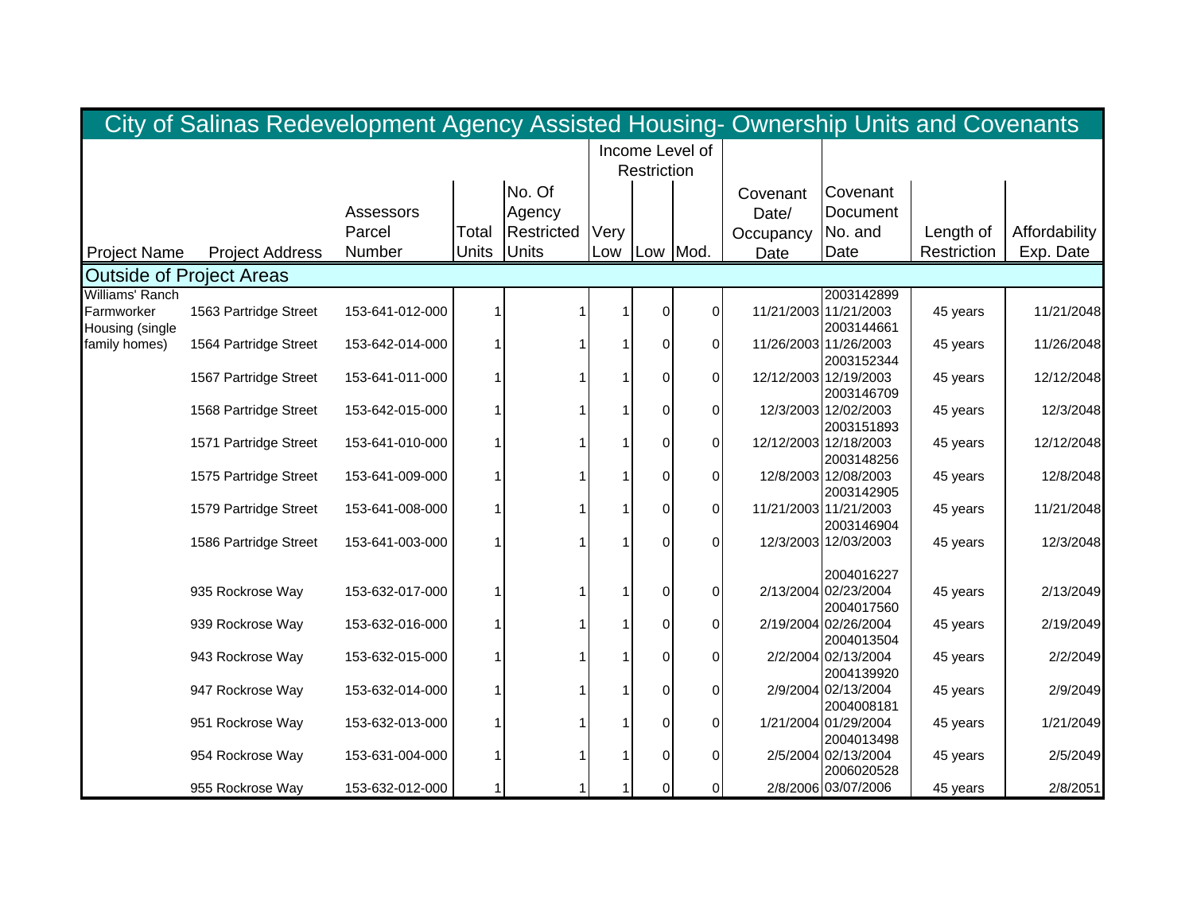## City of Salinas Redevelopment Agency Assisted Housing- Ownership Units and Covenants

| Project Name | Project Address | Assessors Parcel Number | Total Units | No. Of Agency Restricted Units | Income Level of Restriction | | | Covenant Date/ Occupancy Date | Covenant Document No. and Date | Length of Restriction | Affordability Exp. Date |
|---|---|---|---|---|---|---|---|---|---|---|---|
| | | | | | Very Low | Low | Mod. | | | | |
| **Outside of Project Areas** | | | | | | | | | | | |
| Williams' Ranch Farmworker Housing (single family homes) | 1563 Partridge Street | 153-641-012-000 | 1 | 1 | 1 | 0 | 0 | 11/21/2003 | 2003142899 11/21/2003 | 45 years | 11/21/2048 |
| | 1564 Partridge Street | 153-642-014-000 | 1 | 1 | 1 | 0 | 0 | 11/26/2003 | 2003144661 11/26/2003 | 45 years | 11/26/2048 |
| | 1567 Partridge Street | 153-641-011-000 | 1 | 1 | 1 | 0 | 0 | 12/12/2003 | 2003152344 12/19/2003 | 45 years | 12/12/2048 |
| | 1568 Partridge Street | 153-642-015-000 | 1 | 1 | 1 | 0 | 0 | 12/3/2003 | 2003146709 12/02/2003 | 45 years | 12/3/2048 |
| | 1571 Partridge Street | 153-641-010-000 | 1 | 1 | 1 | 0 | 0 | 12/12/2003 | 2003151893 12/18/2003 | 45 years | 12/12/2048 |
| | 1575 Partridge Street | 153-641-009-000 | 1 | 1 | 1 | 0 | 0 | 12/8/2003 | 2003148256 12/08/2003 | 45 years | 12/8/2048 |
| | 1579 Partridge Street | 153-641-008-000 | 1 | 1 | 1 | 0 | 0 | 11/21/2003 | 2003142905 11/21/2003 | 45 years | 11/21/2048 |
| | 1586 Partridge Street | 153-641-003-000 | 1 | 1 | 1 | 0 | 0 | 12/3/2003 | 2003146904 12/03/2003 | 45 years | 12/3/2048 |
| | 935 Rockrose Way | 153-632-017-000 | 1 | 1 | 1 | 0 | 0 | 2/13/2004 | 2004016227 02/23/2004 | 45 years | 2/13/2049 |
| | 939 Rockrose Way | 153-632-016-000 | 1 | 1 | 1 | 0 | 0 | 2/19/2004 | 2004017560 02/26/2004 | 45 years | 2/19/2049 |
| | 943 Rockrose Way | 153-632-015-000 | 1 | 1 | 1 | 0 | 0 | 2/2/2004 | 2004013504 02/13/2004 | 45 years | 2/2/2049 |
| | 947 Rockrose Way | 153-632-014-000 | 1 | 1 | 1 | 0 | 0 | 2/9/2004 | 2004139920 02/13/2004 | 45 years | 2/9/2049 |
| | 951 Rockrose Way | 153-632-013-000 | 1 | 1 | 1 | 0 | 0 | 1/21/2004 | 2004008181 01/29/2004 | 45 years | 1/21/2049 |
| | 954 Rockrose Way | 153-631-004-000 | 1 | 1 | 1 | 0 | 0 | 2/5/2004 | 2004013498 02/13/2004 | 45 years | 2/5/2049 |
| | 955 Rockrose Way | 153-632-012-000 | 1 | 1 | 1 | 0 | 0 | 2/8/2006 | 2006020528 03/07/2006 | 45 years | 2/8/2051 |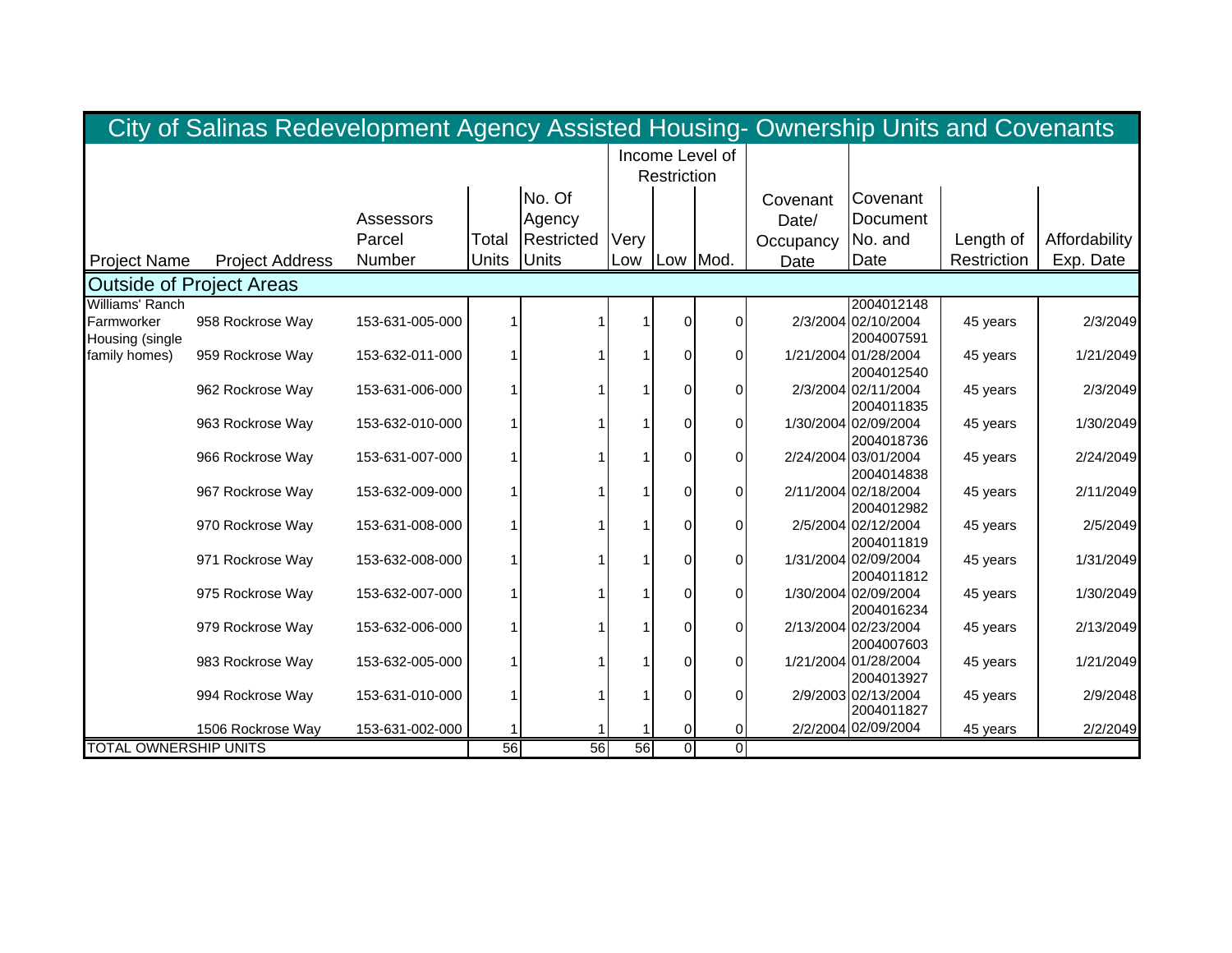# City of Salinas Redevelopment Agency Assisted Housing- Ownership Units and Covenants

| Project Name | Project Address | Assessors Parcel Number | Total Units | No. Of Agency Restricted Units | Income Level of Restriction | | | Covenant Date/ Occupancy Date | Covenant Document No. and Date | Length of Restriction | Affordability Exp. Date |
|---|---|---|---|---|---|---|---|---|---|---|---|
| | | | | | Very Low | Low | Mod. | | | | |
| **Outside of Project Areas** | | | | | | | | | | | |
| Williams' Ranch Farmworker Housing (single family homes) | 958 Rockrose Way | 153-631-005-000 | 1 | 1 | 1 | 0 | 0 | 2/3/2004 | 2004012148 02/10/2004 | 45 years | 2/3/2049 |
| | 959 Rockrose Way | 153-632-011-000 | 1 | 1 | 1 | 0 | 0 | 1/21/2004 | 2004007591 01/28/2004 | 45 years | 1/21/2049 |
| | 962 Rockrose Way | 153-631-006-000 | 1 | 1 | 1 | 0 | 0 | 2/3/2004 | 2004012540 02/11/2004 | 45 years | 2/3/2049 |
| | 963 Rockrose Way | 153-632-010-000 | 1 | 1 | 1 | 0 | 0 | 1/30/2004 | 2004011835 02/09/2004 | 45 years | 1/30/2049 |
| | 966 Rockrose Way | 153-631-007-000 | 1 | 1 | 1 | 0 | 0 | 2/24/2004 | 2004018736 03/01/2004 | 45 years | 2/24/2049 |
| | 967 Rockrose Way | 153-632-009-000 | 1 | 1 | 1 | 0 | 0 | 2/11/2004 | 2004014838 02/18/2004 | 45 years | 2/11/2049 |
| | 970 Rockrose Way | 153-631-008-000 | 1 | 1 | 1 | 0 | 0 | 2/5/2004 | 2004012982 02/12/2004 | 45 years | 2/5/2049 |
| | 971 Rockrose Way | 153-632-008-000 | 1 | 1 | 1 | 0 | 0 | 1/31/2004 | 2004011819 02/09/2004 | 45 years | 1/31/2049 |
| | 975 Rockrose Way | 153-632-007-000 | 1 | 1 | 1 | 0 | 0 | 1/30/2004 | 2004011812 02/09/2004 | 45 years | 1/30/2049 |
| | 979 Rockrose Way | 153-632-006-000 | 1 | 1 | 1 | 0 | 0 | 2/13/2004 | 2004016234 02/23/2004 | 45 years | 2/13/2049 |
| | 983 Rockrose Way | 153-632-005-000 | 1 | 1 | 1 | 0 | 0 | 1/21/2004 | 2004007603 01/28/2004 | 45 years | 1/21/2049 |
| | 994 Rockrose Way | 153-631-010-000 | 1 | 1 | 1 | 0 | 0 | 2/9/2003 | 2004013927 02/13/2004 | 45 years | 2/9/2048 |
| | 1506 Rockrose Way | 153-631-002-000 | 1 | 1 | 1 | 0 | 0 | 2/2/2004 | 2004011827 02/09/2004 | 45 years | 2/2/2049 |
| TOTAL OWNERSHIP UNITS | | | 56 | 56 | 56 | 0 | 0 | | | | |